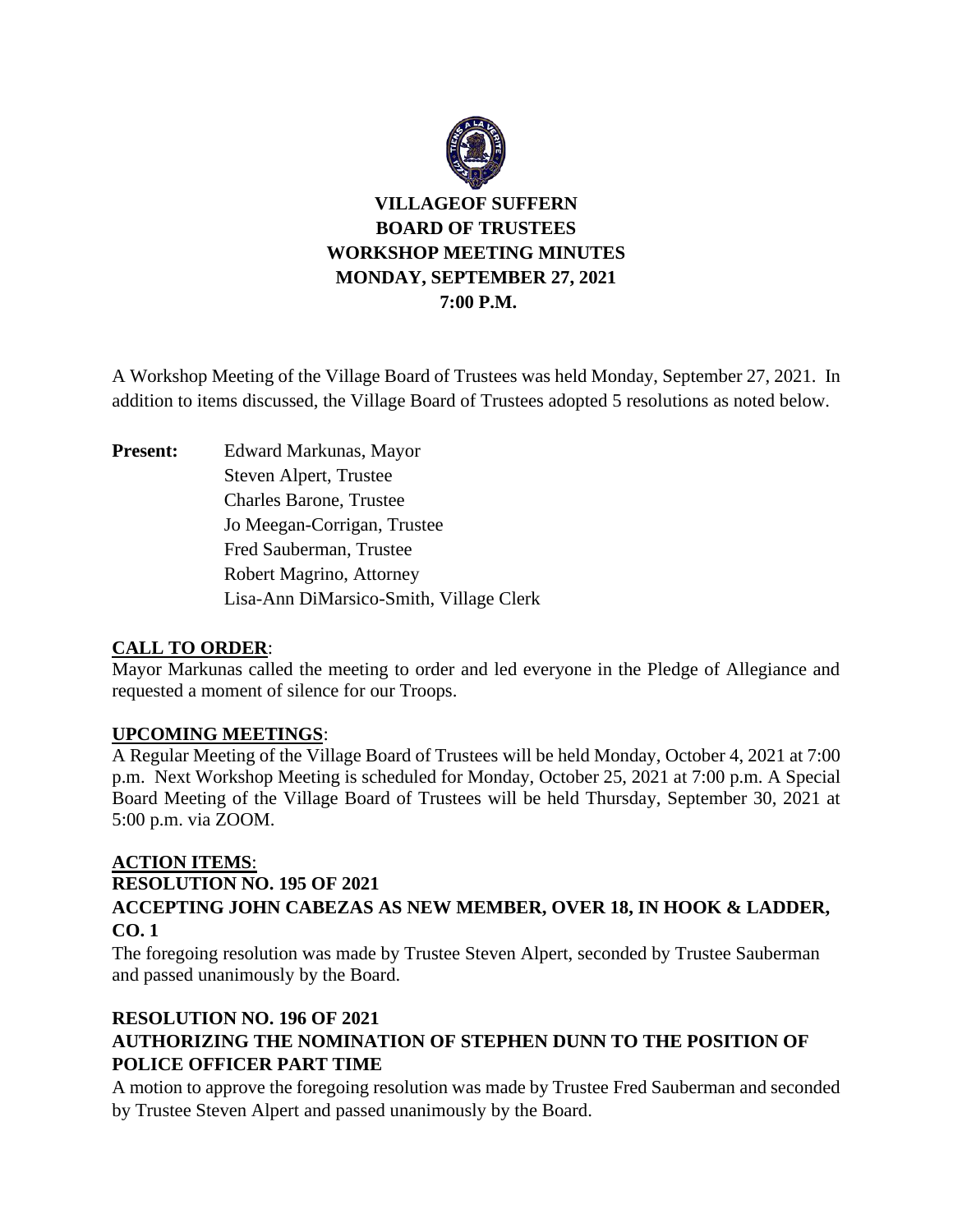# VILLAGEOF SUFFERN
# BOARD OF TRUSTEES
# WORKSHOP MEETING MINUTES
# MONDAY, SEPTEMBER 27, 2021
# 7:00 P.M.

A Workshop Meeting of the Village Board of Trustees was held Monday, September 27, 2021. In addition to items discussed, the Village Board of Trustees adopted 5 resolutions as noted below.

**Present:** Edward Markunas, Mayor
Steven Alpert, Trustee
Charles Barone, Trustee
Jo Meegan-Corrigan, Trustee
Fred Sauberman, Trustee
Robert Magrino, Attorney
Lisa-Ann DiMarsico-Smith, Village Clerk

## CALL TO ORDER:

Mayor Markunas called the meeting to order and led everyone in the Pledge of Allegiance and requested a moment of silence for our Troops.

## UPCOMING MEETINGS:

A Regular Meeting of the Village Board of Trustees will be held Monday, October 4, 2021 at 7:00 p.m. Next Workshop Meeting is scheduled for Monday, October 25, 2021 at 7:00 p.m. A Special Board Meeting of the Village Board of Trustees will be held Thursday, September 30, 2021 at 5:00 p.m. via ZOOM.

## ACTION ITEMS:

### RESOLUTION NO. 195 OF 2021
### ACCEPTING JOHN CABEZAS AS NEW MEMBER, OVER 18, IN HOOK & LADDER, CO. 1

The foregoing resolution was made by Trustee Steven Alpert, seconded by Trustee Sauberman and passed unanimously by the Board.

### RESOLUTION NO. 196 OF 2021
### AUTHORIZING THE NOMINATION OF STEPHEN DUNN TO THE POSITION OF POLICE OFFICER PART TIME

A motion to approve the foregoing resolution was made by Trustee Fred Sauberman and seconded by Trustee Steven Alpert and passed unanimously by the Board.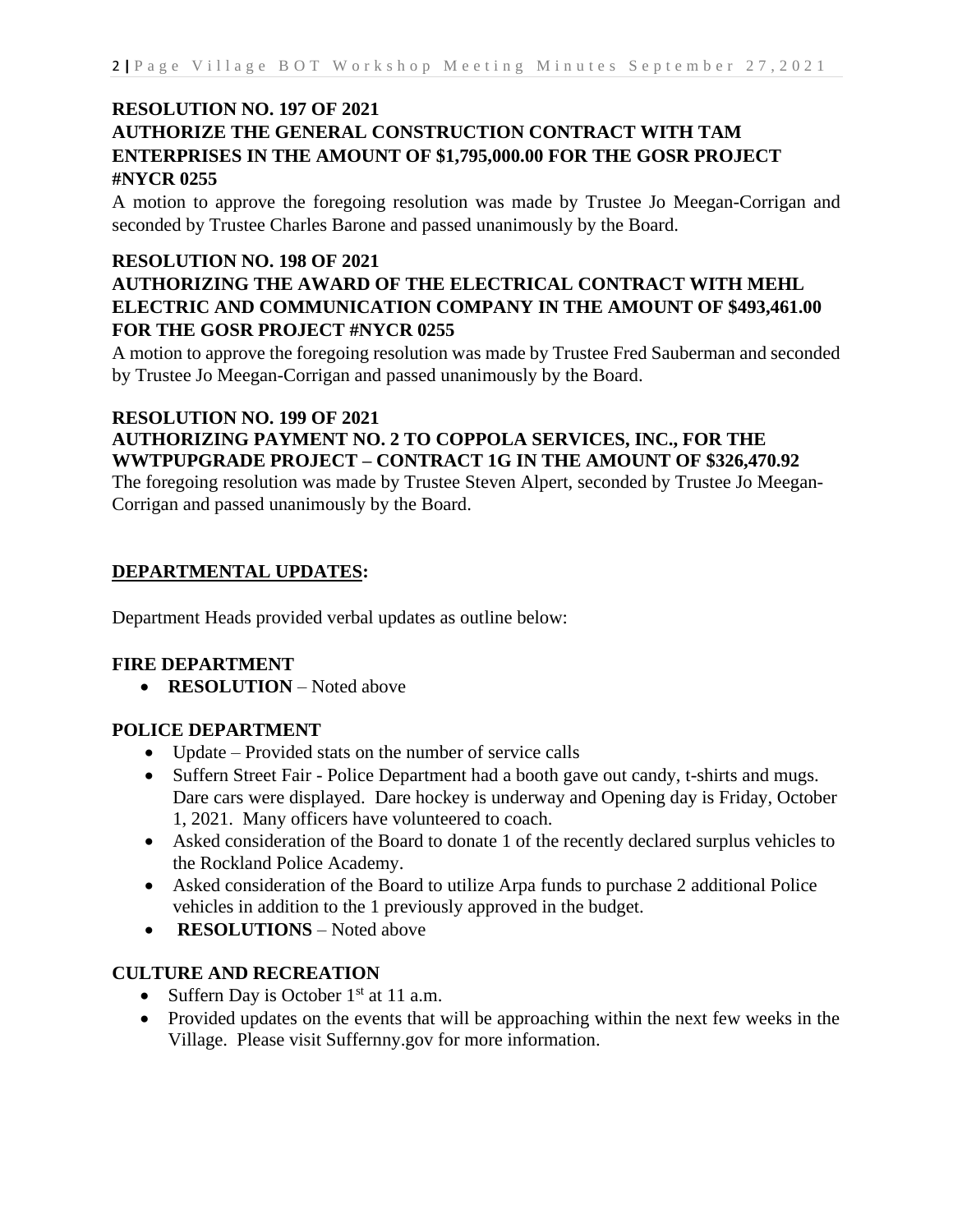**RESOLUTION NO. 197 OF 2021**
**AUTHORIZE THE GENERAL CONSTRUCTION CONTRACT WITH TAM ENTERPRISES IN THE AMOUNT OF $1,795,000.00 FOR THE GOSR PROJECT #NYCR 0255**

A motion to approve the foregoing resolution was made by Trustee Jo Meegan-Corrigan and seconded by Trustee Charles Barone and passed unanimously by the Board.

**RESOLUTION NO. 198 OF 2021**
**AUTHORIZING THE AWARD OF THE ELECTRICAL CONTRACT WITH MEHL ELECTRIC AND COMMUNICATION COMPANY IN THE AMOUNT OF $493,461.00 FOR THE GOSR PROJECT #NYCR 0255**

A motion to approve the foregoing resolution was made by Trustee Fred Sauberman and seconded by Trustee Jo Meegan-Corrigan and passed unanimously by the Board.

**RESOLUTION NO. 199 OF 2021**
**AUTHORIZING PAYMENT NO. 2 TO COPPOLA SERVICES, INC., FOR THE WWTPUPGRADE PROJECT – CONTRACT 1G IN THE AMOUNT OF $326,470.92**

The foregoing resolution was made by Trustee Steven Alpert, seconded by Trustee Jo Meegan-Corrigan and passed unanimously by the Board.

## DEPARTMENTAL UPDATES:

Department Heads provided verbal updates as outline below:

### FIRE DEPARTMENT

- **RESOLUTION** – Noted above

### POLICE DEPARTMENT

- Update – Provided stats on the number of service calls
- Suffern Street Fair - Police Department had a booth gave out candy, t-shirts and mugs. Dare cars were displayed. Dare hockey is underway and Opening day is Friday, October 1, 2021. Many officers have volunteered to coach.
- Asked consideration of the Board to donate 1 of the recently declared surplus vehicles to the Rockland Police Academy.
- Asked consideration of the Board to utilize Arpa funds to purchase 2 additional Police vehicles in addition to the 1 previously approved in the budget.
- **RESOLUTIONS** – Noted above

### CULTURE AND RECREATION

- Suffern Day is October 1st at 11 a.m.
- Provided updates on the events that will be approaching within the next few weeks in the Village. Please visit Suffernny.gov for more information.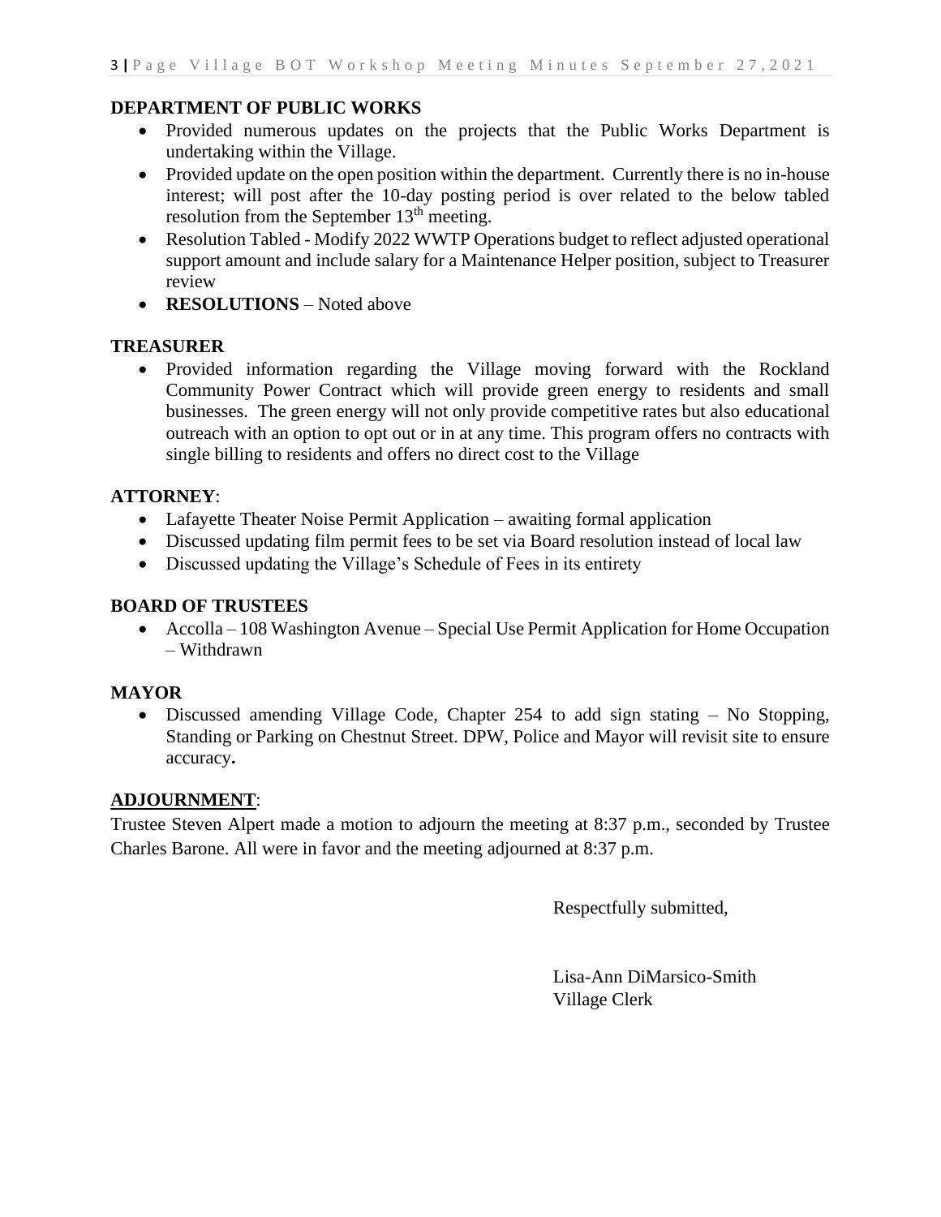**DEPARTMENT OF PUBLIC WORKS**

- Provided numerous updates on the projects that the Public Works Department is undertaking within the Village.
- Provided update on the open position within the department. Currently there is no in-house interest; will post after the 10-day posting period is over related to the below tabled resolution from the September 13th meeting.
- Resolution Tabled - Modify 2022 WWTP Operations budget to reflect adjusted operational support amount and include salary for a Maintenance Helper position, subject to Treasurer review
- **RESOLUTIONS** – Noted above

**TREASURER**

- Provided information regarding the Village moving forward with the Rockland Community Power Contract which will provide green energy to residents and small businesses. The green energy will not only provide competitive rates but also educational outreach with an option to opt out or in at any time. This program offers no contracts with single billing to residents and offers no direct cost to the Village

**ATTORNEY**:

- Lafayette Theater Noise Permit Application – awaiting formal application
- Discussed updating film permit fees to be set via Board resolution instead of local law
- Discussed updating the Village's Schedule of Fees in its entirety

**BOARD OF TRUSTEES**

- Accolla – 108 Washington Avenue – Special Use Permit Application for Home Occupation – Withdrawn

**MAYOR**

- Discussed amending Village Code, Chapter 254 to add sign stating – No Stopping, Standing or Parking on Chestnut Street. DPW, Police and Mayor will revisit site to ensure accuracy.

**ADJOURNMENT**:

Trustee Steven Alpert made a motion to adjourn the meeting at 8:37 p.m., seconded by Trustee Charles Barone. All were in favor and the meeting adjourned at 8:37 p.m.

Respectfully submitted,

Lisa-Ann DiMarsico-Smith
Village Clerk